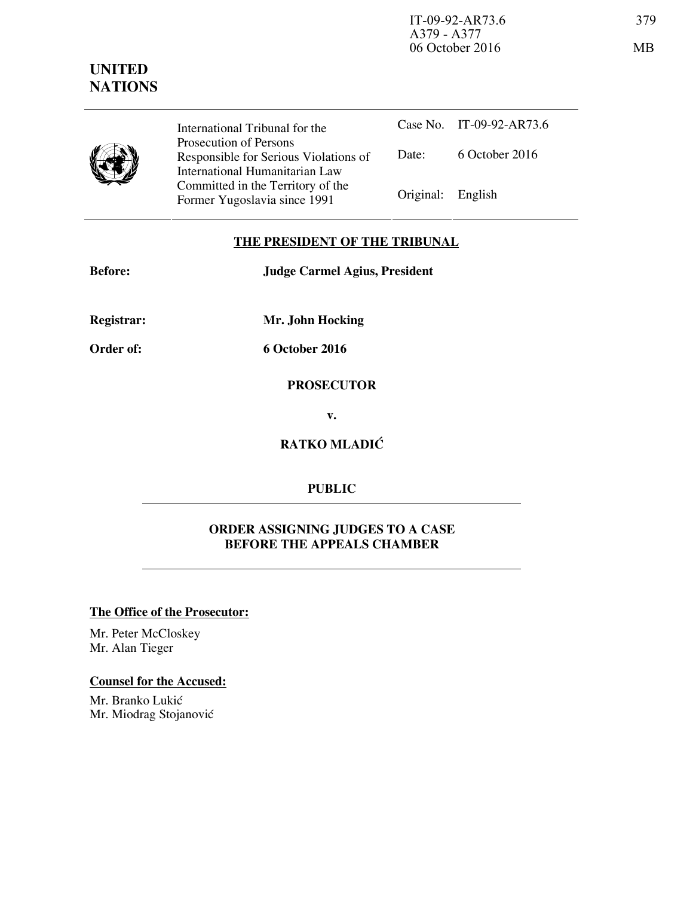IT-09-92-AR73.6
A379 - A377
06 October 2016

379

MB

**UNITED NATIONS**

| | International Tribunal for the Prosecution of Persons Responsible for Serious Violations of International Humanitarian Law Committed in the Territory of the Former Yugoslavia since 1991 | Case No. | IT-09-92-AR73.6 |
|---|---|---|---|
| | | Date: | 6 October 2016 |
| | | Original: | English |

**THE PRESIDENT OF THE TRIBUNAL**

**Before:** **Judge Carmel Agius, President**

**Registrar:** **Mr. John Hocking**

**Order of:** **6 October 2016**

**PROSECUTOR**

**v.**

**RATKO MLADIĆ**

**PUBLIC**

**ORDER ASSIGNING JUDGES TO A CASE BEFORE THE APPEALS CHAMBER**

**The Office of the Prosecutor:**

Mr. Peter McCloskey
Mr. Alan Tieger

**Counsel for the Accused:**

Mr. Branko Lukić
Mr. Miodrag Stojanović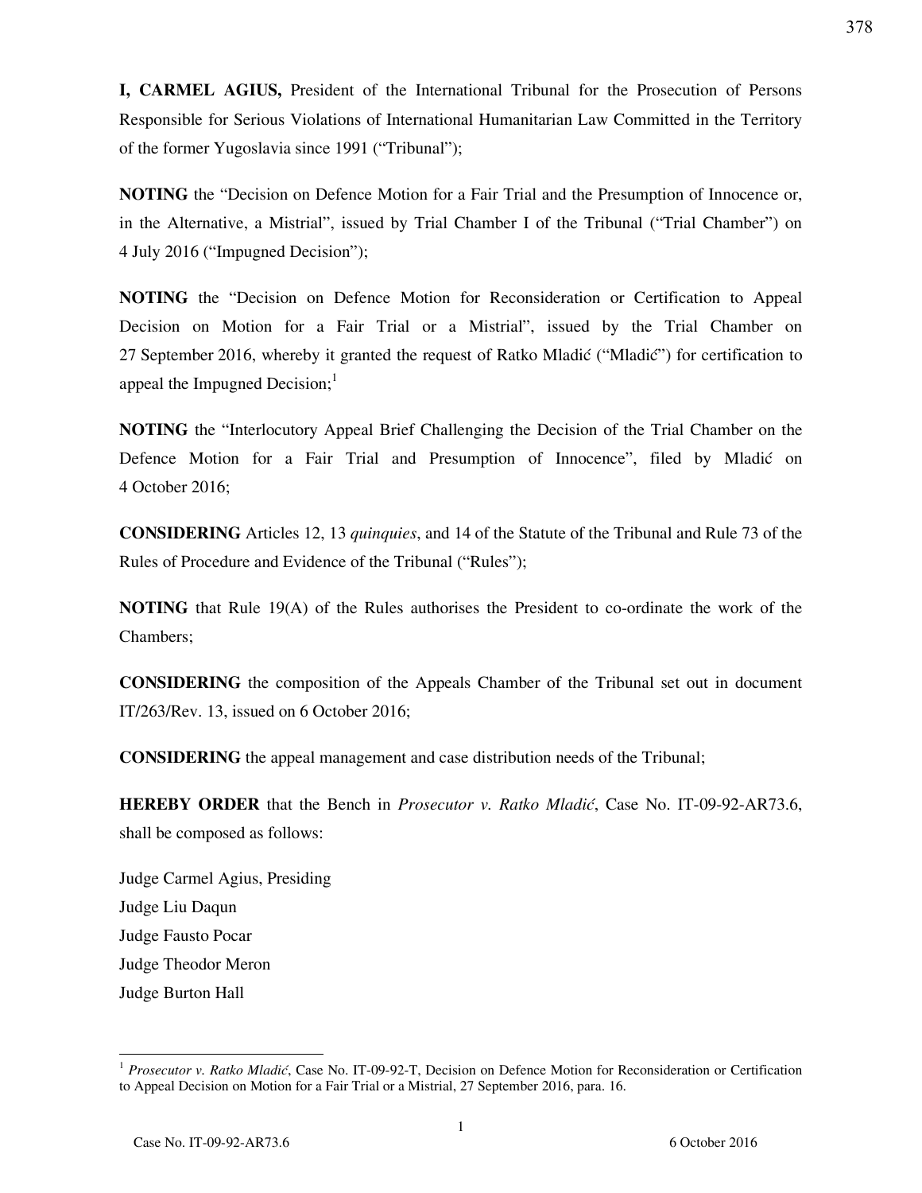**I, CARMEL AGIUS,** President of the International Tribunal for the Prosecution of Persons Responsible for Serious Violations of International Humanitarian Law Committed in the Territory of the former Yugoslavia since 1991 ("Tribunal");

**NOTING** the "Decision on Defence Motion for a Fair Trial and the Presumption of Innocence or, in the Alternative, a Mistrial", issued by Trial Chamber I of the Tribunal ("Trial Chamber") on 4 July 2016 ("Impugned Decision");

**NOTING** the "Decision on Defence Motion for Reconsideration or Certification to Appeal Decision on Motion for a Fair Trial or a Mistrial", issued by the Trial Chamber on 27 September 2016, whereby it granted the request of Ratko Mladić ("Mladić") for certification to appeal the Impugned Decision;[1]

**NOTING** the "Interlocutory Appeal Brief Challenging the Decision of the Trial Chamber on the Defence Motion for a Fair Trial and Presumption of Innocence", filed by Mladić on 4 October 2016;

**CONSIDERING** Articles 12, 13 *quinquies*, and 14 of the Statute of the Tribunal and Rule 73 of the Rules of Procedure and Evidence of the Tribunal ("Rules");

**NOTING** that Rule 19(A) of the Rules authorises the President to co-ordinate the work of the Chambers;

**CONSIDERING** the composition of the Appeals Chamber of the Tribunal set out in document IT/263/Rev. 13, issued on 6 October 2016;

**CONSIDERING** the appeal management and case distribution needs of the Tribunal;

**HEREBY ORDER** that the Bench in *Prosecutor v. Ratko Mladić*, Case No. IT-09-92-AR73.6, shall be composed as follows:

Judge Carmel Agius, Presiding
Judge Liu Daqun
Judge Fausto Pocar
Judge Theodor Meron
Judge Burton Hall

---

[1] *Prosecutor v. Ratko Mladić*, Case No. IT-09-92-T, Decision on Defence Motion for Reconsideration or Certification to Appeal Decision on Motion for a Fair Trial or a Mistrial, 27 September 2016, para. 16.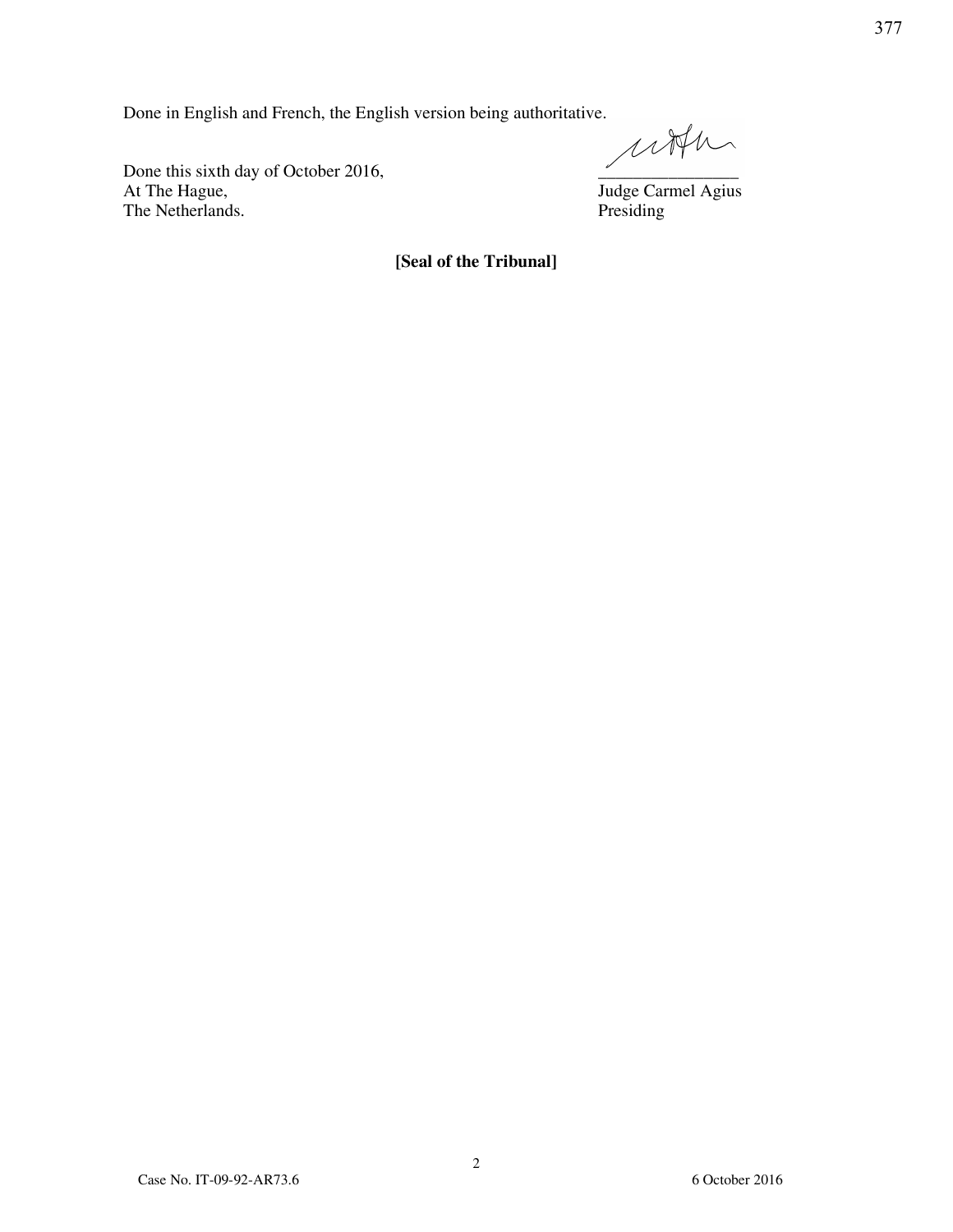Done in English and French, the English version being authoritative.

Done this sixth day of October 2016,
At The Hague,
The Netherlands.

_______________
Judge Carmel Agius
Presiding

**[Seal of the Tribunal]**